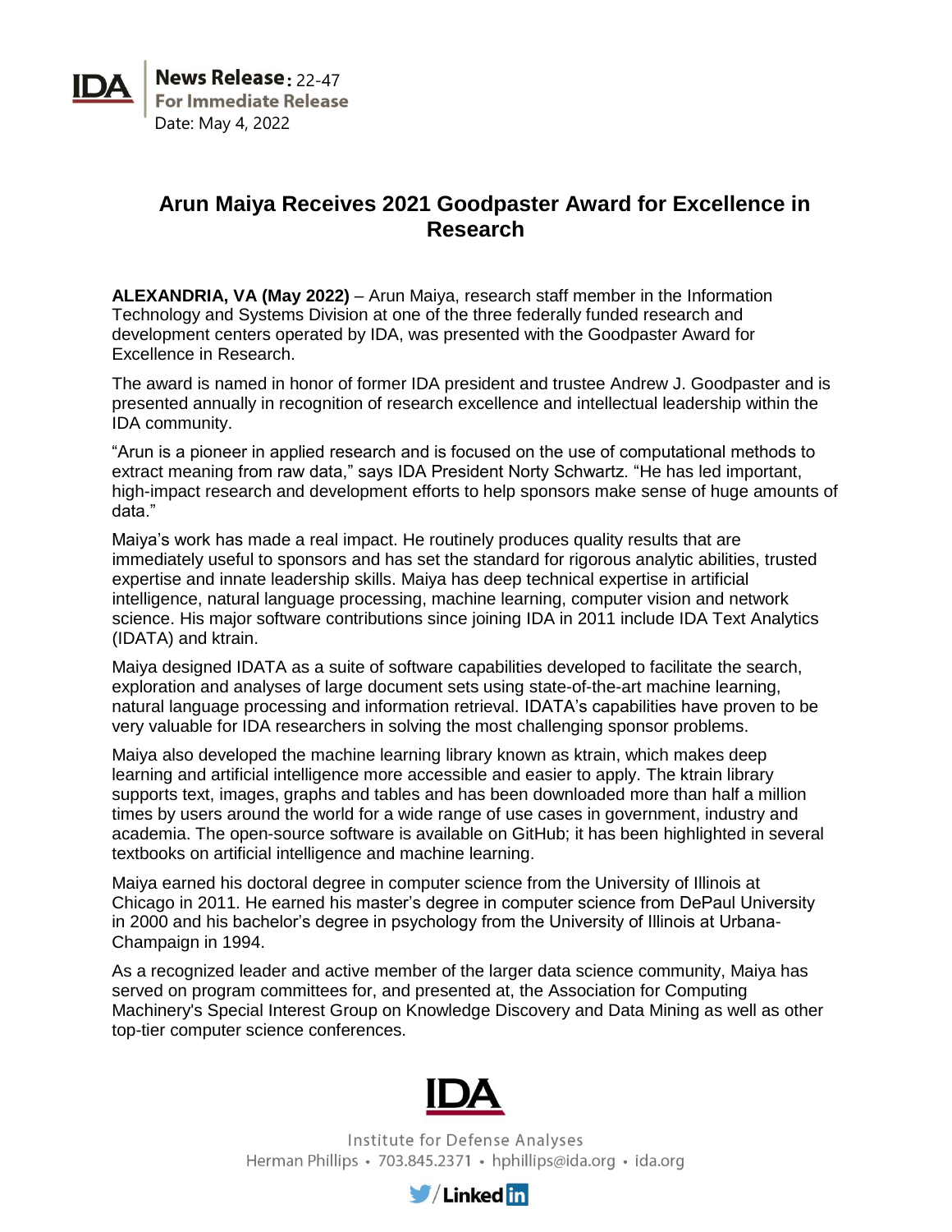**News Release: 22-47**
**For Immediate Release**
Date: May 4, 2022

# Arun Maiya Receives 2021 Goodpaster Award for Excellence in Research

**ALEXANDRIA, VA (May 2022)** – Arun Maiya, research staff member in the Information Technology and Systems Division at one of the three federally funded research and development centers operated by IDA, was presented with the Goodpaster Award for Excellence in Research.

The award is named in honor of former IDA president and trustee Andrew J. Goodpaster and is presented annually in recognition of research excellence and intellectual leadership within the IDA community.

"Arun is a pioneer in applied research and is focused on the use of computational methods to extract meaning from raw data," says IDA President Norty Schwartz. "He has led important, high-impact research and development efforts to help sponsors make sense of huge amounts of data."

Maiya's work has made a real impact. He routinely produces quality results that are immediately useful to sponsors and has set the standard for rigorous analytic abilities, trusted expertise and innate leadership skills. Maiya has deep technical expertise in artificial intelligence, natural language processing, machine learning, computer vision and network science. His major software contributions since joining IDA in 2011 include IDA Text Analytics (IDATA) and ktrain.

Maiya designed IDATA as a suite of software capabilities developed to facilitate the search, exploration and analyses of large document sets using state-of-the-art machine learning, natural language processing and information retrieval. IDATA's capabilities have proven to be very valuable for IDA researchers in solving the most challenging sponsor problems.

Maiya also developed the machine learning library known as ktrain, which makes deep learning and artificial intelligence more accessible and easier to apply. The ktrain library supports text, images, graphs and tables and has been downloaded more than half a million times by users around the world for a wide range of use cases in government, industry and academia. The open-source software is available on GitHub; it has been highlighted in several textbooks on artificial intelligence and machine learning.

Maiya earned his doctoral degree in computer science from the University of Illinois at Chicago in 2011. He earned his master's degree in computer science from DePaul University in 2000 and his bachelor's degree in psychology from the University of Illinois at Urbana-Champaign in 1994.

As a recognized leader and active member of the larger data science community, Maiya has served on program committees for, and presented at, the Association for Computing Machinery's Special Interest Group on Knowledge Discovery and Data Mining as well as other top-tier computer science conferences.

IDA

Institute for Defense Analyses
Herman Phillips • 703.845.2371 • hphillips@ida.org • ida.org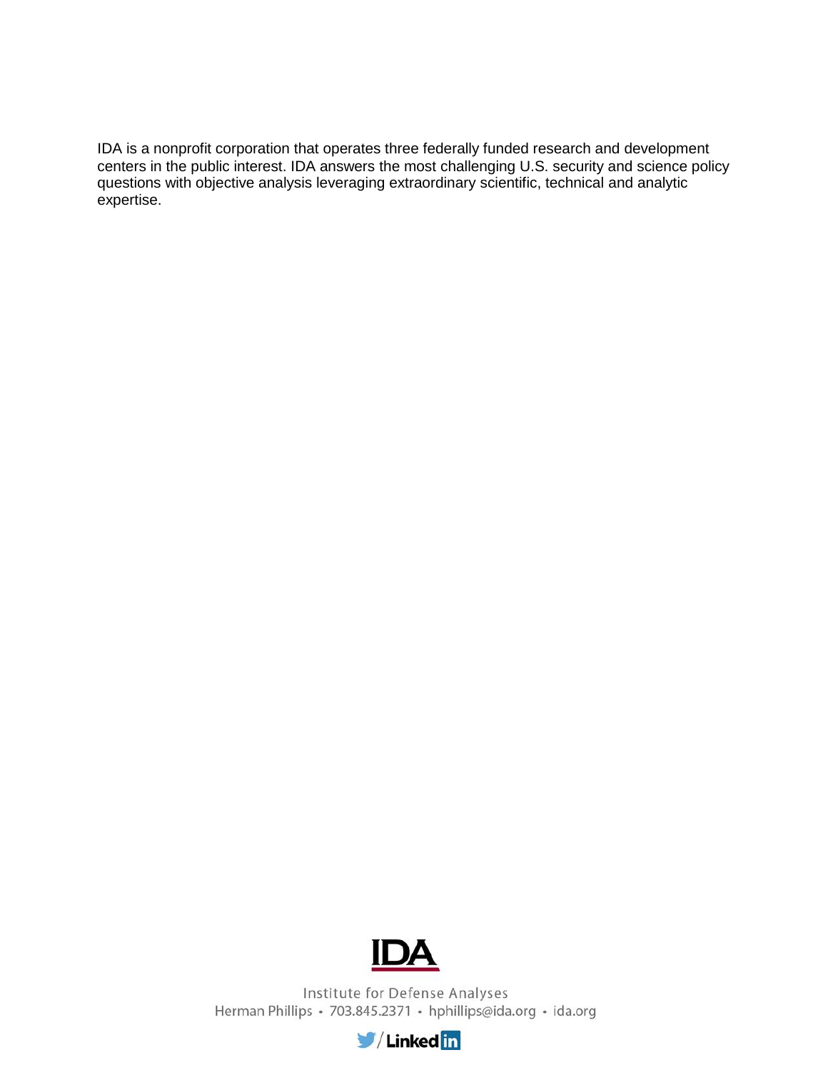IDA is a nonprofit corporation that operates three federally funded research and development centers in the public interest. IDA answers the most challenging U.S. security and science policy questions with objective analysis leveraging extraordinary scientific, technical and analytic expertise.

IDA

Institute for Defense Analyses

Herman Phillips • 703.845.2371 • hphillips@ida.org • ida.org

/ Linked in